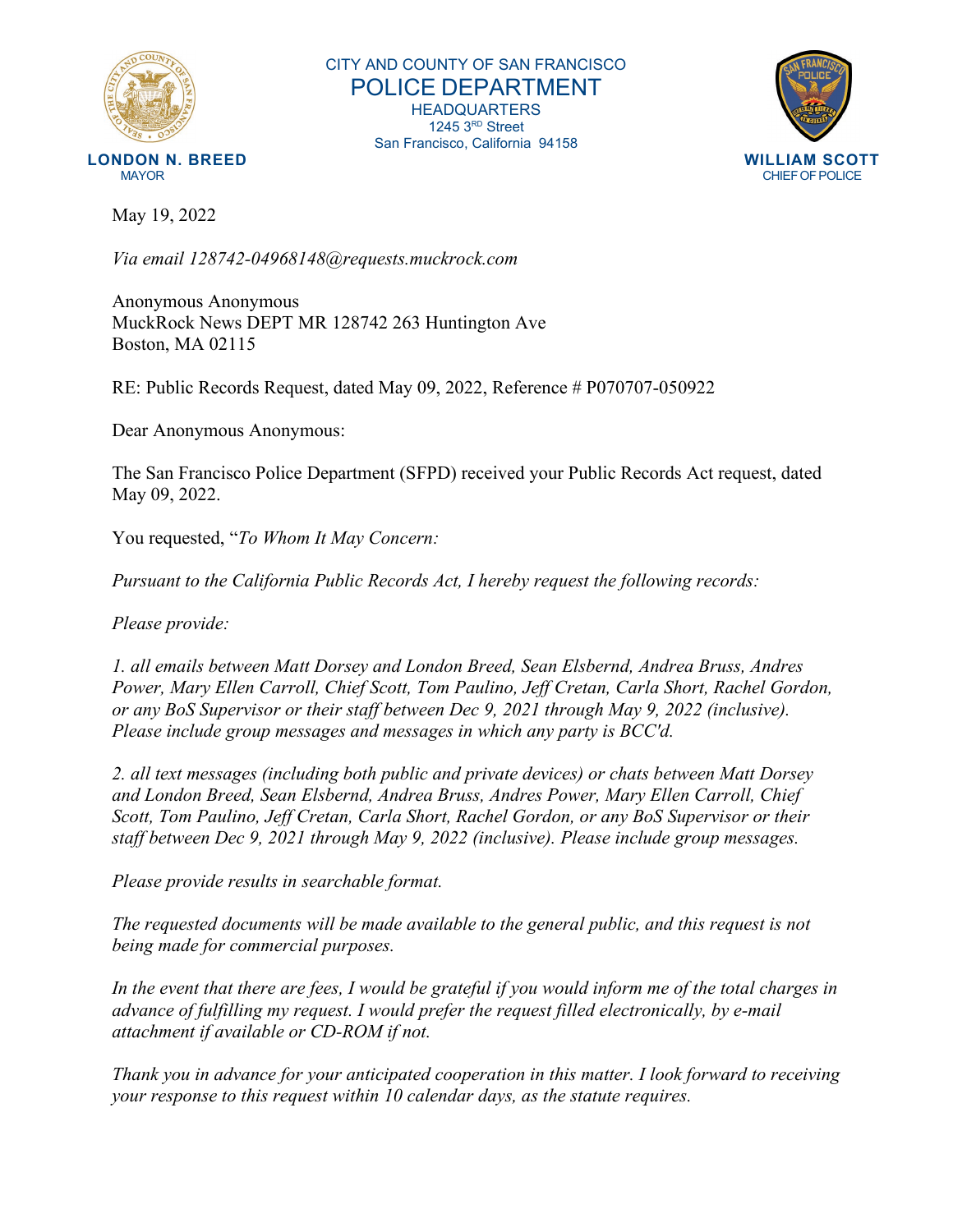CITY AND COUNTY OF SAN FRANCISCO
POLICE DEPARTMENT
HEADQUARTERS
1245 3RD Street
San Francisco, California 94158

**LONDON N. BREED**
MAYOR

**WILLIAM SCOTT**
CHIEF OF POLICE

May 19, 2022

*Via email 128742-04968148@requests.muckrock.com*

Anonymous Anonymous
MuckRock News DEPT MR 128742 263 Huntington Ave
Boston, MA 02115

RE: Public Records Request, dated May 09, 2022, Reference # P070707-050922

Dear Anonymous Anonymous:

The San Francisco Police Department (SFPD) received your Public Records Act request, dated May 09, 2022.

You requested, "*To Whom It May Concern:*

*Pursuant to the California Public Records Act, I hereby request the following records:*

*Please provide:*

*1. all emails between Matt Dorsey and London Breed, Sean Elsbernd, Andrea Bruss, Andres Power, Mary Ellen Carroll, Chief Scott, Tom Paulino, Jeff Cretan, Carla Short, Rachel Gordon, or any BoS Supervisor or their staff between Dec 9, 2021 through May 9, 2022 (inclusive). Please include group messages and messages in which any party is BCC'd.*

*2. all text messages (including both public and private devices) or chats between Matt Dorsey and London Breed, Sean Elsbernd, Andrea Bruss, Andres Power, Mary Ellen Carroll, Chief Scott, Tom Paulino, Jeff Cretan, Carla Short, Rachel Gordon, or any BoS Supervisor or their staff between Dec 9, 2021 through May 9, 2022 (inclusive). Please include group messages.*

*Please provide results in searchable format.*

*The requested documents will be made available to the general public, and this request is not being made for commercial purposes.*

*In the event that there are fees, I would be grateful if you would inform me of the total charges in advance of fulfilling my request. I would prefer the request filled electronically, by e-mail attachment if available or CD-ROM if not.*

*Thank you in advance for your anticipated cooperation in this matter. I look forward to receiving your response to this request within 10 calendar days, as the statute requires.*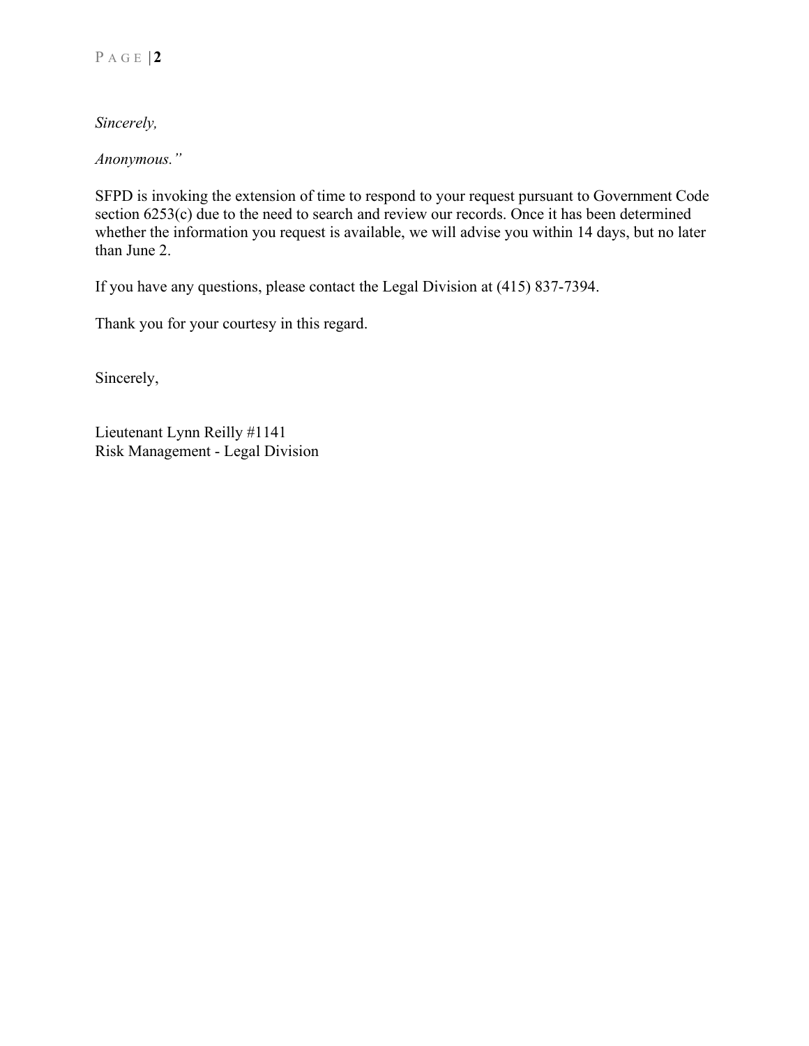*Sincerely,*

*Anonymous."*

SFPD is invoking the extension of time to respond to your request pursuant to Government Code section 6253(c) due to the need to search and review our records. Once it has been determined whether the information you request is available, we will advise you within 14 days, but no later than June 2.

If you have any questions, please contact the Legal Division at (415) 837-7394.

Thank you for your courtesy in this regard.

Sincerely,

Lieutenant Lynn Reilly #1141
Risk Management - Legal Division